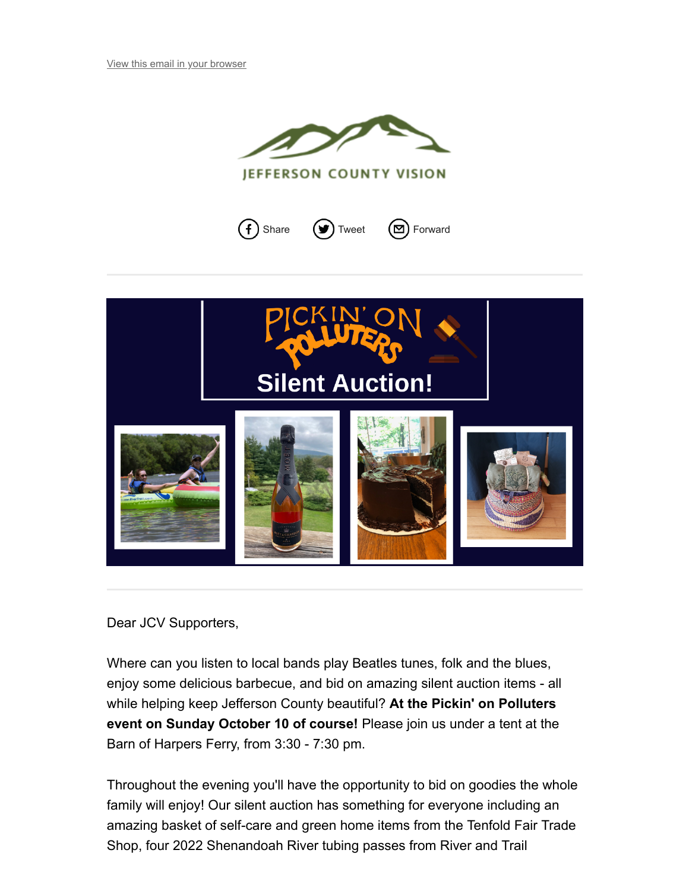View this email in your browser

JEFFERSON COUNTY VISION

Share Tweet Forward

PICKIN' ON POLLUTERS

Silent Auction!

Dear JCV Supporters,

Where can you listen to local bands play Beatles tunes, folk and the blues, enjoy some delicious barbecue, and bid on amazing silent auction items - all while helping keep Jefferson County beautiful? **At the Pickin' on Polluters event on Sunday October 10 of course!** Please join us under a tent at the Barn of Harpers Ferry, from 3:30 - 7:30 pm.

Throughout the evening you'll have the opportunity to bid on goodies the whole family will enjoy! Our silent auction has something for everyone including an amazing basket of self-care and green home items from the Tenfold Fair Trade Shop, four 2022 Shenandoah River tubing passes from River and Trail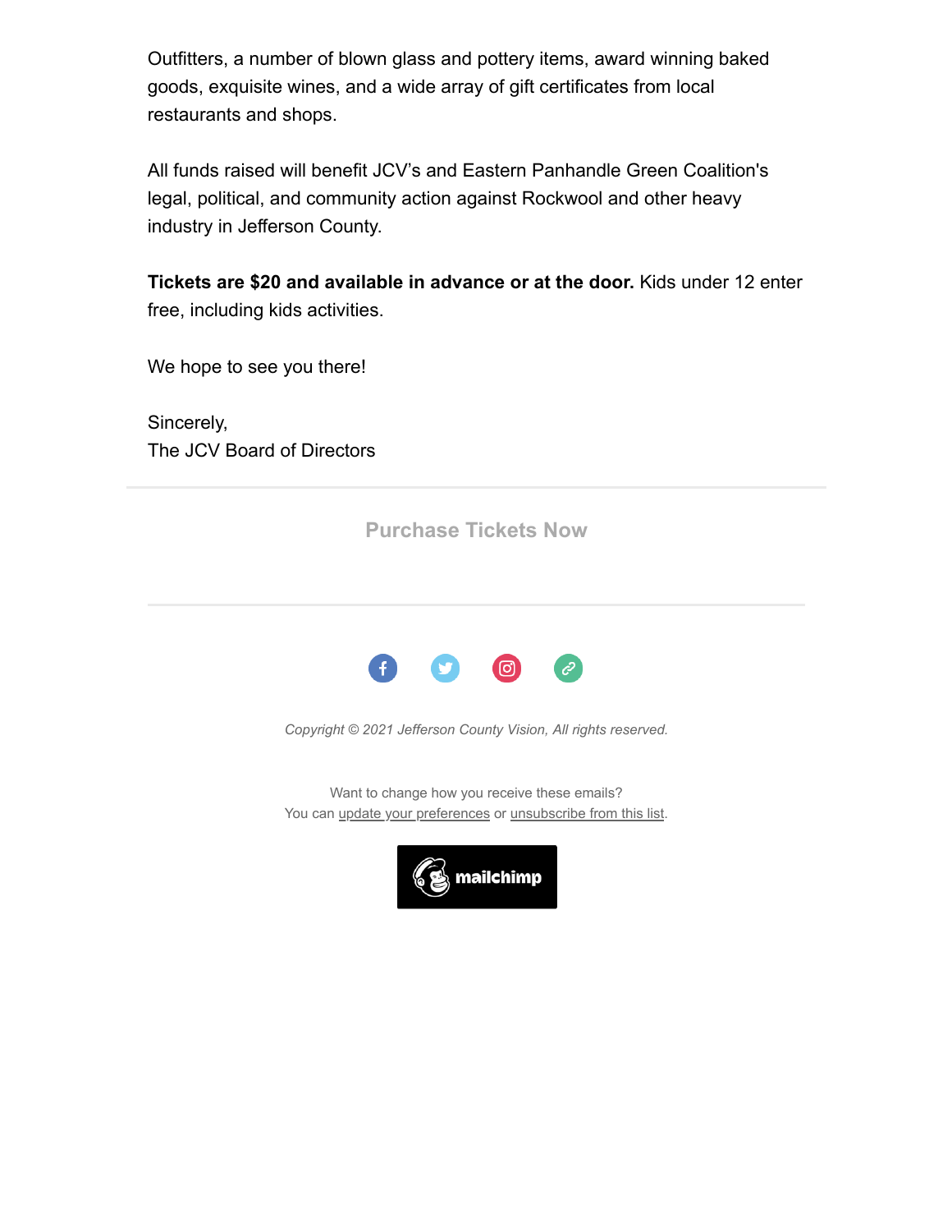Outfitters, a number of blown glass and pottery items, award winning baked goods, exquisite wines, and a wide array of gift certificates from local restaurants and shops.

All funds raised will benefit JCV's and Eastern Panhandle Green Coalition's legal, political, and community action against Rockwool and other heavy industry in Jefferson County.

**Tickets are $20 and available in advance or at the door.** Kids under 12 enter free, including kids activities.

We hope to see you there!

Sincerely,
The JCV Board of Directors

---

**Purchase Tickets Now**

---

*Copyright © 2021 Jefferson County Vision, All rights reserved.*

Want to change how you receive these emails?
You can update your preferences or unsubscribe from this list.

mailchimp